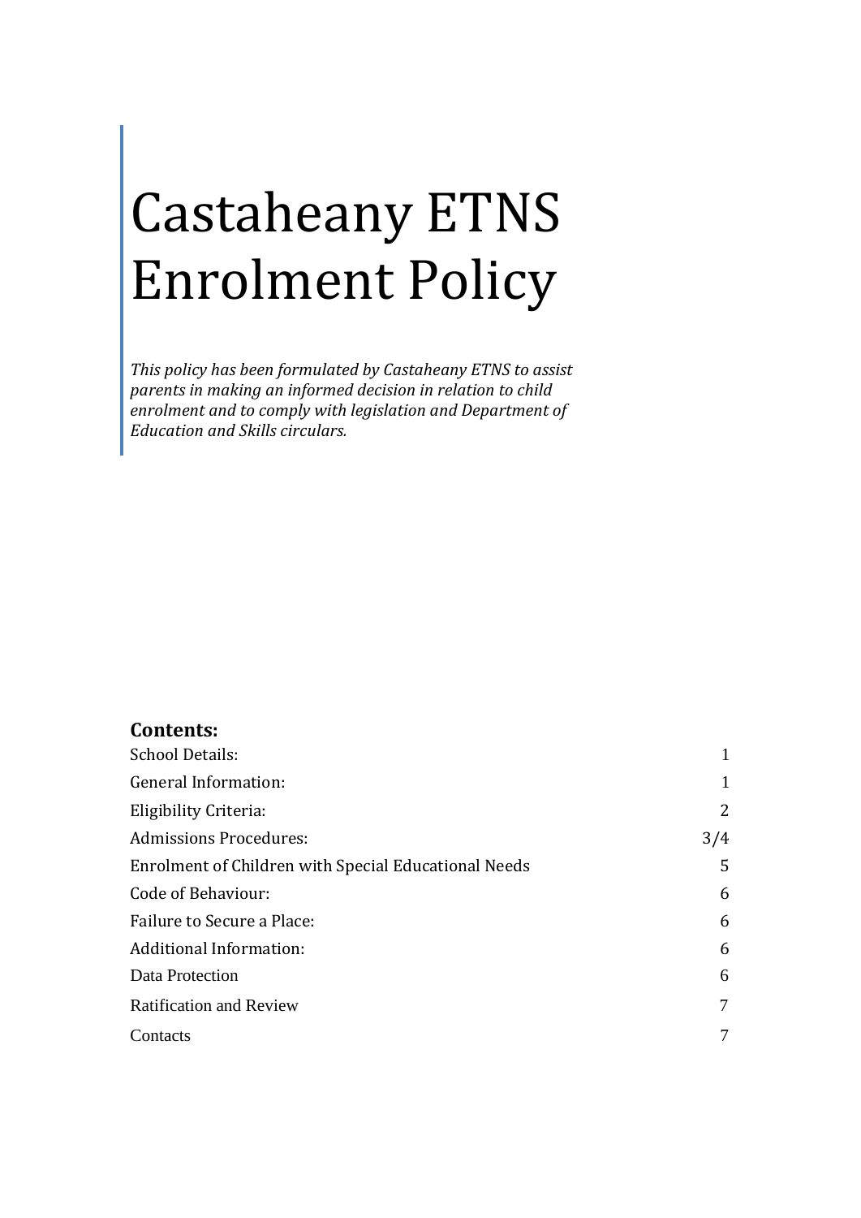# Castaheany ETNS Enrolment Policy

*This policy has been formulated by Castaheany ETNS to assist parents in making an informed decision in relation to child enrolment and to comply with legislation and Department of Education and Skills circulars.*

## Contents:

| | |
|---|---|
| School Details: | 1 |
| General Information: | 1 |
| Eligibility Criteria: | 2 |
| Admissions Procedures: | 3/4 |
| Enrolment of Children with Special Educational Needs | 5 |
| Code of Behaviour: | 6 |
| Failure to Secure a Place: | 6 |
| Additional Information: | 6 |
| Data Protection | 6 |
| Ratification and Review | 7 |
| Contacts | 7 |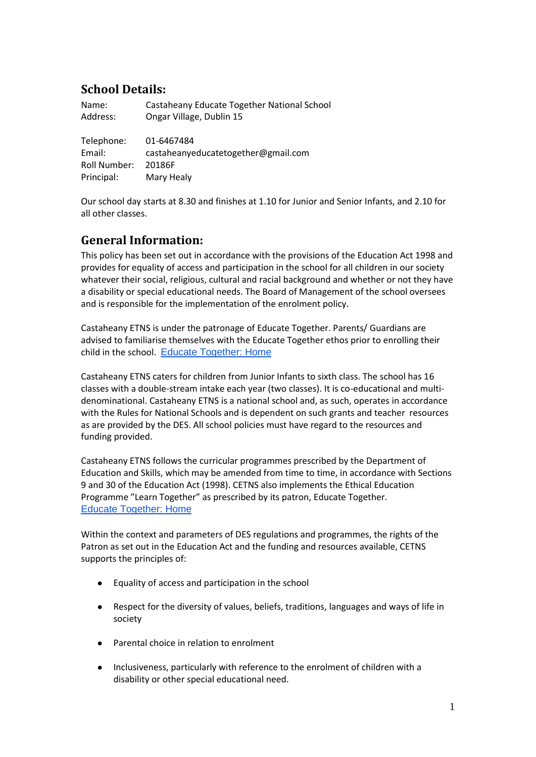## School Details:

Name: Castaheany Educate Together National School
Address: Ongar Village, Dublin 15

Telephone: 01-6467484
Email: castaheanyeducatetogether@gmail.com
Roll Number: 20186F
Principal: Mary Healy

Our school day starts at 8.30 and finishes at 1.10 for Junior and Senior Infants, and 2.10 for all other classes.

## General Information:

This policy has been set out in accordance with the provisions of the Education Act 1998 and provides for equality of access and participation in the school for all children in our society whatever their social, religious, cultural and racial background and whether or not they have a disability or special educational needs. The Board of Management of the school oversees and is responsible for the implementation of the enrolment policy.

Castaheany ETNS is under the patronage of Educate Together. Parents/ Guardians are advised to familiarise themselves with the Educate Together ethos prior to enrolling their child in the school. Educate Together: Home

Castaheany ETNS caters for children from Junior Infants to sixth class. The school has 16 classes with a double-stream intake each year (two classes). It is co-educational and multi-denominational. Castaheany ETNS is a national school and, as such, operates in accordance with the Rules for National Schools and is dependent on such grants and teacher resources as are provided by the DES. All school policies must have regard to the resources and funding provided.

Castaheany ETNS follows the curricular programmes prescribed by the Department of Education and Skills, which may be amended from time to time, in accordance with Sections 9 and 30 of the Education Act (1998). CETNS also implements the Ethical Education Programme "Learn Together" as prescribed by its patron, Educate Together. Educate Together: Home

Within the context and parameters of DES regulations and programmes, the rights of the Patron as set out in the Education Act and the funding and resources available, CETNS supports the principles of:

- Equality of access and participation in the school
- Respect for the diversity of values, beliefs, traditions, languages and ways of life in society
- Parental choice in relation to enrolment
- Inclusiveness, particularly with reference to the enrolment of children with a disability or other special educational need.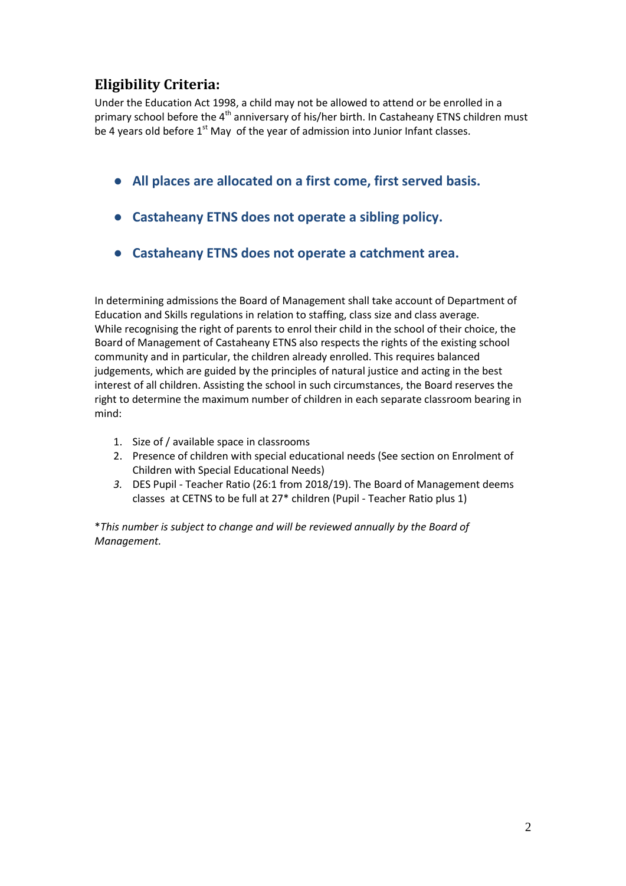## Eligibility Criteria:

Under the Education Act 1998, a child may not be allowed to attend or be enrolled in a primary school before the 4th anniversary of his/her birth. In Castaheany ETNS children must be 4 years old before 1st May of the year of admission into Junior Infant classes.

- **All places are allocated on a first come, first served basis.**
- **Castaheany ETNS does not operate a sibling policy.**
- **Castaheany ETNS does not operate a catchment area.**

In determining admissions the Board of Management shall take account of Department of Education and Skills regulations in relation to staffing, class size and class average. While recognising the right of parents to enrol their child in the school of their choice, the Board of Management of Castaheany ETNS also respects the rights of the existing school community and in particular, the children already enrolled. This requires balanced judgements, which are guided by the principles of natural justice and acting in the best interest of all children. Assisting the school in such circumstances, the Board reserves the right to determine the maximum number of children in each separate classroom bearing in mind:

1. Size of / available space in classrooms
2. Presence of children with special educational needs (See section on Enrolment of Children with Special Educational Needs)
3. DES Pupil - Teacher Ratio (26:1 from 2018/19). The Board of Management deems classes at CETNS to be full at 27* children (Pupil - Teacher Ratio plus 1)

**This number is subject to change and will be reviewed annually by the Board of Management.*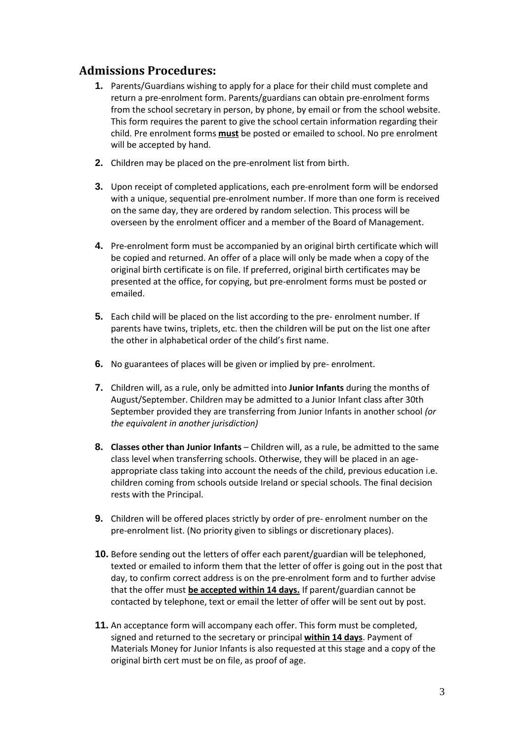## Admissions Procedures:

1. Parents/Guardians wishing to apply for a place for their child must complete and return a pre-enrolment form. Parents/guardians can obtain pre-enrolment forms from the school secretary in person, by phone, by email or from the school website. This form requires the parent to give the school certain information regarding their child. Pre enrolment forms **<u>must</u>** be posted or emailed to school. No pre enrolment will be accepted by hand.

2. Children may be placed on the pre-enrolment list from birth.

3. Upon receipt of completed applications, each pre-enrolment form will be endorsed with a unique, sequential pre-enrolment number. If more than one form is received on the same day, they are ordered by random selection. This process will be overseen by the enrolment officer and a member of the Board of Management.

4. Pre-enrolment form must be accompanied by an original birth certificate which will be copied and returned. An offer of a place will only be made when a copy of the original birth certificate is on file. If preferred, original birth certificates may be presented at the office, for copying, but pre-enrolment forms must be posted or emailed.

5. Each child will be placed on the list according to the pre- enrolment number. If parents have twins, triplets, etc. then the children will be put on the list one after the other in alphabetical order of the child's first name.

6. No guarantees of places will be given or implied by pre- enrolment.

7. Children will, as a rule, only be admitted into **Junior Infants** during the months of August/September. Children may be admitted to a Junior Infant class after 30th September provided they are transferring from Junior Infants in another school *(or the equivalent in another jurisdiction)*

8. **Classes other than Junior Infants** – Children will, as a rule, be admitted to the same class level when transferring schools. Otherwise, they will be placed in an age-appropriate class taking into account the needs of the child, previous education i.e. children coming from schools outside Ireland or special schools. The final decision rests with the Principal.

9. Children will be offered places strictly by order of pre- enrolment number on the pre-enrolment list. (No priority given to siblings or discretionary places).

10. Before sending out the letters of offer each parent/guardian will be telephoned, texted or emailed to inform them that the letter of offer is going out in the post that day, to confirm correct address is on the pre-enrolment form and to further advise that the offer must **<u>be accepted within 14 days.</u>** If parent/guardian cannot be contacted by telephone, text or email the letter of offer will be sent out by post.

11. An acceptance form will accompany each offer. This form must be completed, signed and returned to the secretary or principal **<u>within 14 days</u>**. Payment of Materials Money for Junior Infants is also requested at this stage and a copy of the original birth cert must be on file, as proof of age.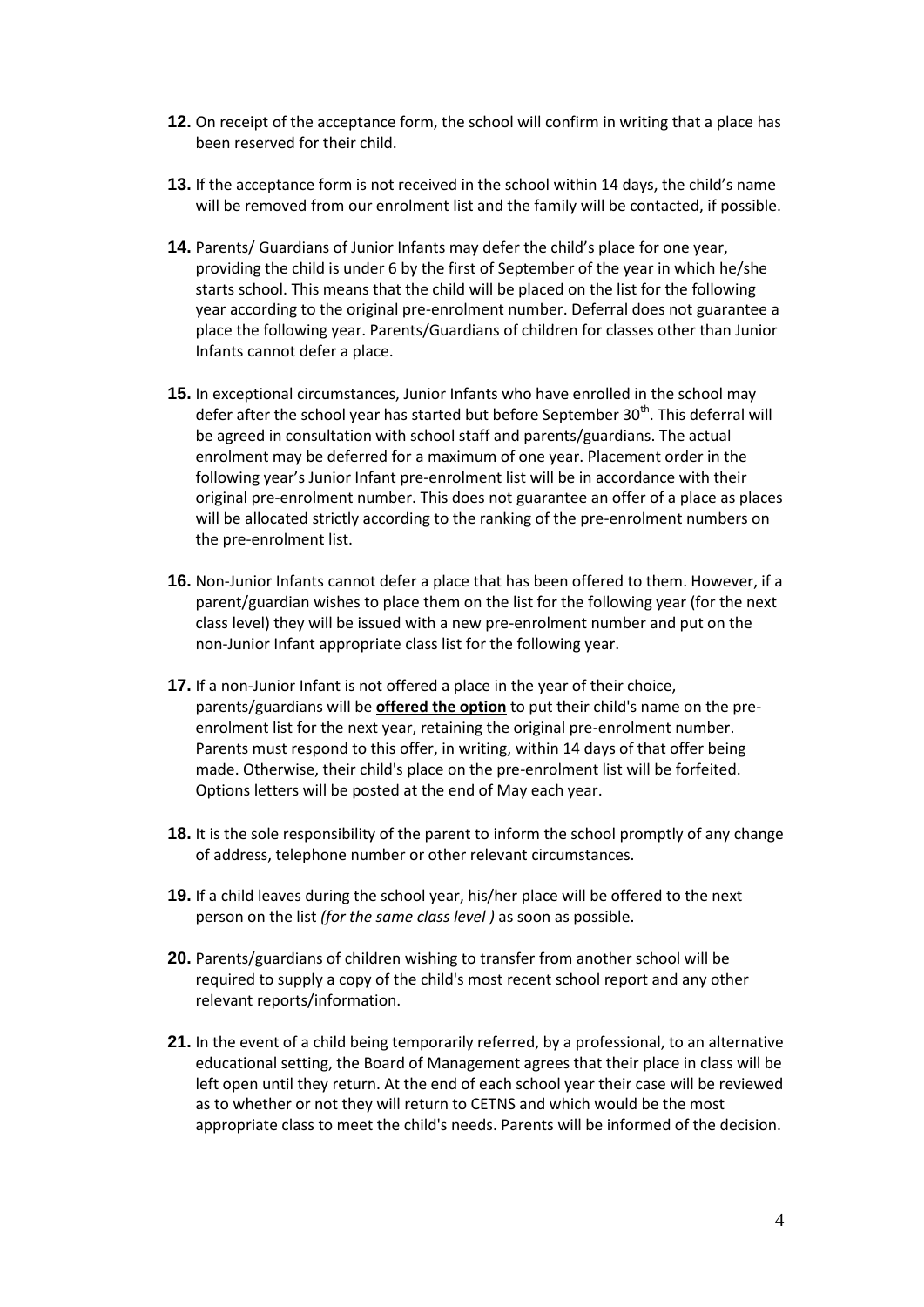**12.** On receipt of the acceptance form, the school will confirm in writing that a place has been reserved for their child.

**13.** If the acceptance form is not received in the school within 14 days, the child's name will be removed from our enrolment list and the family will be contacted, if possible.

**14.** Parents/ Guardians of Junior Infants may defer the child's place for one year, providing the child is under 6 by the first of September of the year in which he/she starts school. This means that the child will be placed on the list for the following year according to the original pre-enrolment number. Deferral does not guarantee a place the following year. Parents/Guardians of children for classes other than Junior Infants cannot defer a place.

**15.** In exceptional circumstances, Junior Infants who have enrolled in the school may defer after the school year has started but before September 30th. This deferral will be agreed in consultation with school staff and parents/guardians. The actual enrolment may be deferred for a maximum of one year. Placement order in the following year's Junior Infant pre-enrolment list will be in accordance with their original pre-enrolment number. This does not guarantee an offer of a place as places will be allocated strictly according to the ranking of the pre-enrolment numbers on the pre-enrolment list.

**16.** Non-Junior Infants cannot defer a place that has been offered to them. However, if a parent/guardian wishes to place them on the list for the following year (for the next class level) they will be issued with a new pre-enrolment number and put on the non-Junior Infant appropriate class list for the following year.

**17.** If a non-Junior Infant is not offered a place in the year of their choice, parents/guardians will be <u>**offered the option**</u> to put their child's name on the pre-enrolment list for the next year, retaining the original pre-enrolment number. Parents must respond to this offer, in writing, within 14 days of that offer being made. Otherwise, their child's place on the pre-enrolment list will be forfeited. Options letters will be posted at the end of May each year.

**18.** It is the sole responsibility of the parent to inform the school promptly of any change of address, telephone number or other relevant circumstances.

**19.** If a child leaves during the school year, his/her place will be offered to the next person on the list *(for the same class level )* as soon as possible.

**20.** Parents/guardians of children wishing to transfer from another school will be required to supply a copy of the child's most recent school report and any other relevant reports/information.

**21.** In the event of a child being temporarily referred, by a professional, to an alternative educational setting, the Board of Management agrees that their place in class will be left open until they return. At the end of each school year their case will be reviewed as to whether or not they will return to CETNS and which would be the most appropriate class to meet the child's needs. Parents will be informed of the decision.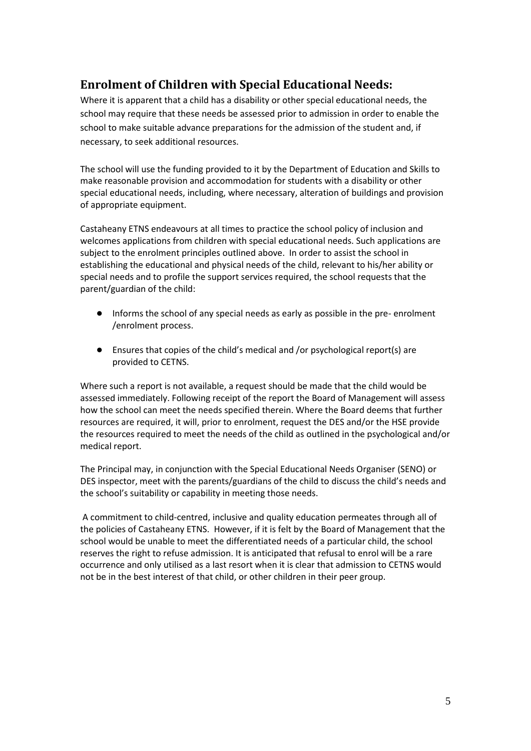## Enrolment of Children with Special Educational Needs:

Where it is apparent that a child has a disability or other special educational needs, the school may require that these needs be assessed prior to admission in order to enable the school to make suitable advance preparations for the admission of the student and, if necessary, to seek additional resources.

The school will use the funding provided to it by the Department of Education and Skills to make reasonable provision and accommodation for students with a disability or other special educational needs, including, where necessary, alteration of buildings and provision of appropriate equipment.

Castaheany ETNS endeavours at all times to practice the school policy of inclusion and welcomes applications from children with special educational needs. Such applications are subject to the enrolment principles outlined above. In order to assist the school in establishing the educational and physical needs of the child, relevant to his/her ability or special needs and to profile the support services required, the school requests that the parent/guardian of the child:

- Informs the school of any special needs as early as possible in the pre- enrolment /enrolment process.
- Ensures that copies of the child's medical and /or psychological report(s) are provided to CETNS.

Where such a report is not available, a request should be made that the child would be assessed immediately. Following receipt of the report the Board of Management will assess how the school can meet the needs specified therein. Where the Board deems that further resources are required, it will, prior to enrolment, request the DES and/or the HSE provide the resources required to meet the needs of the child as outlined in the psychological and/or medical report.

The Principal may, in conjunction with the Special Educational Needs Organiser (SENO) or DES inspector, meet with the parents/guardians of the child to discuss the child's needs and the school's suitability or capability in meeting those needs.

A commitment to child-centred, inclusive and quality education permeates through all of the policies of Castaheany ETNS. However, if it is felt by the Board of Management that the school would be unable to meet the differentiated needs of a particular child, the school reserves the right to refuse admission. It is anticipated that refusal to enrol will be a rare occurrence and only utilised as a last resort when it is clear that admission to CETNS would not be in the best interest of that child, or other children in their peer group.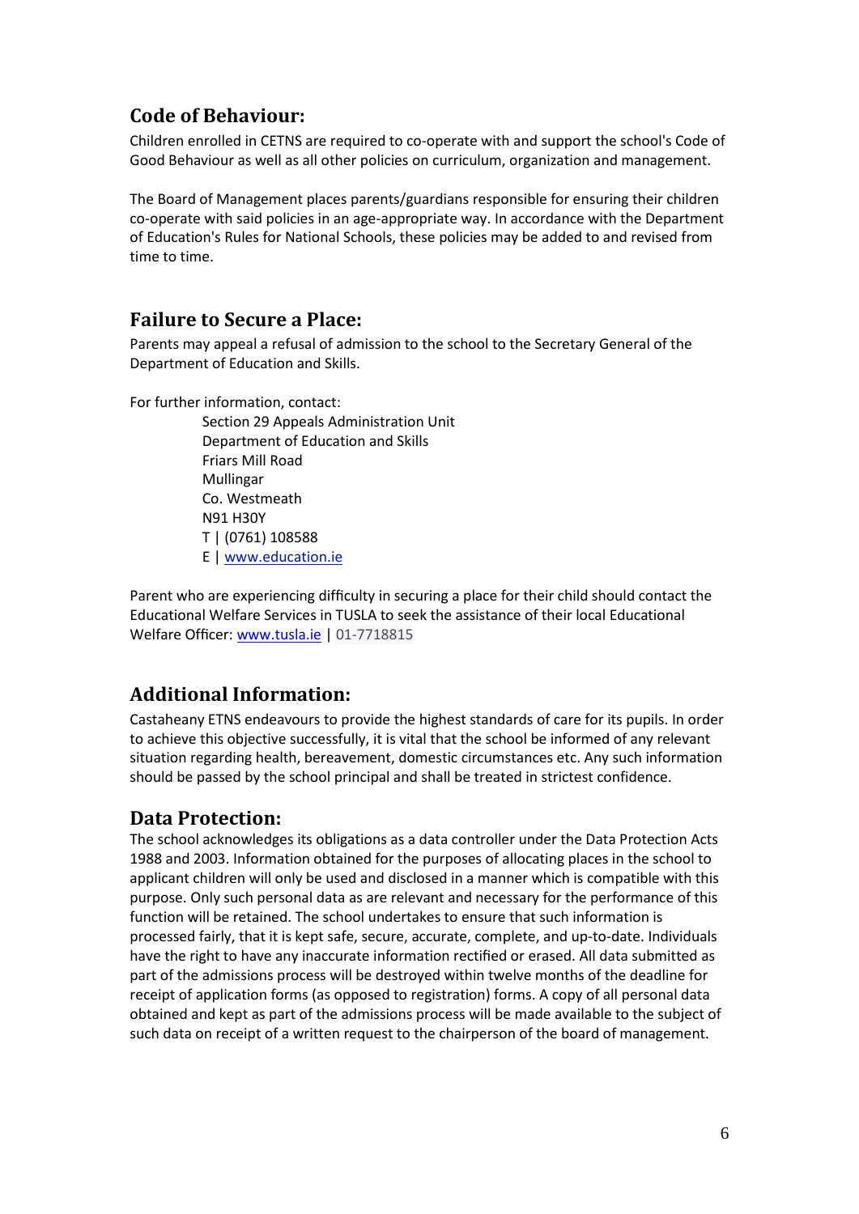## Code of Behaviour:

Children enrolled in CETNS are required to co-operate with and support the school's Code of Good Behaviour as well as all other policies on curriculum, organization and management.

The Board of Management places parents/guardians responsible for ensuring their children co-operate with said policies in an age-appropriate way. In accordance with the Department of Education's Rules for National Schools, these policies may be added to and revised from time to time.

## Failure to Secure a Place:

Parents may appeal a refusal of admission to the school to the Secretary General of the Department of Education and Skills.

For further information, contact:

Section 29 Appeals Administration Unit
Department of Education and Skills
Friars Mill Road
Mullingar
Co. Westmeath
N91 H30Y
T | (0761) 108588
E | www.education.ie

Parent who are experiencing difficulty in securing a place for their child should contact the Educational Welfare Services in TUSLA to seek the assistance of their local Educational Welfare Officer: www.tusla.ie | 01-7718815

## Additional Information:

Castaheany ETNS endeavours to provide the highest standards of care for its pupils. In order to achieve this objective successfully, it is vital that the school be informed of any relevant situation regarding health, bereavement, domestic circumstances etc. Any such information should be passed by the school principal and shall be treated in strictest confidence.

## Data Protection:

The school acknowledges its obligations as a data controller under the Data Protection Acts 1988 and 2003. Information obtained for the purposes of allocating places in the school to applicant children will only be used and disclosed in a manner which is compatible with this purpose. Only such personal data as are relevant and necessary for the performance of this function will be retained. The school undertakes to ensure that such information is processed fairly, that it is kept safe, secure, accurate, complete, and up-to-date. Individuals have the right to have any inaccurate information rectified or erased. All data submitted as part of the admissions process will be destroyed within twelve months of the deadline for receipt of application forms (as opposed to registration) forms. A copy of all personal data obtained and kept as part of the admissions process will be made available to the subject of such data on receipt of a written request to the chairperson of the board of management.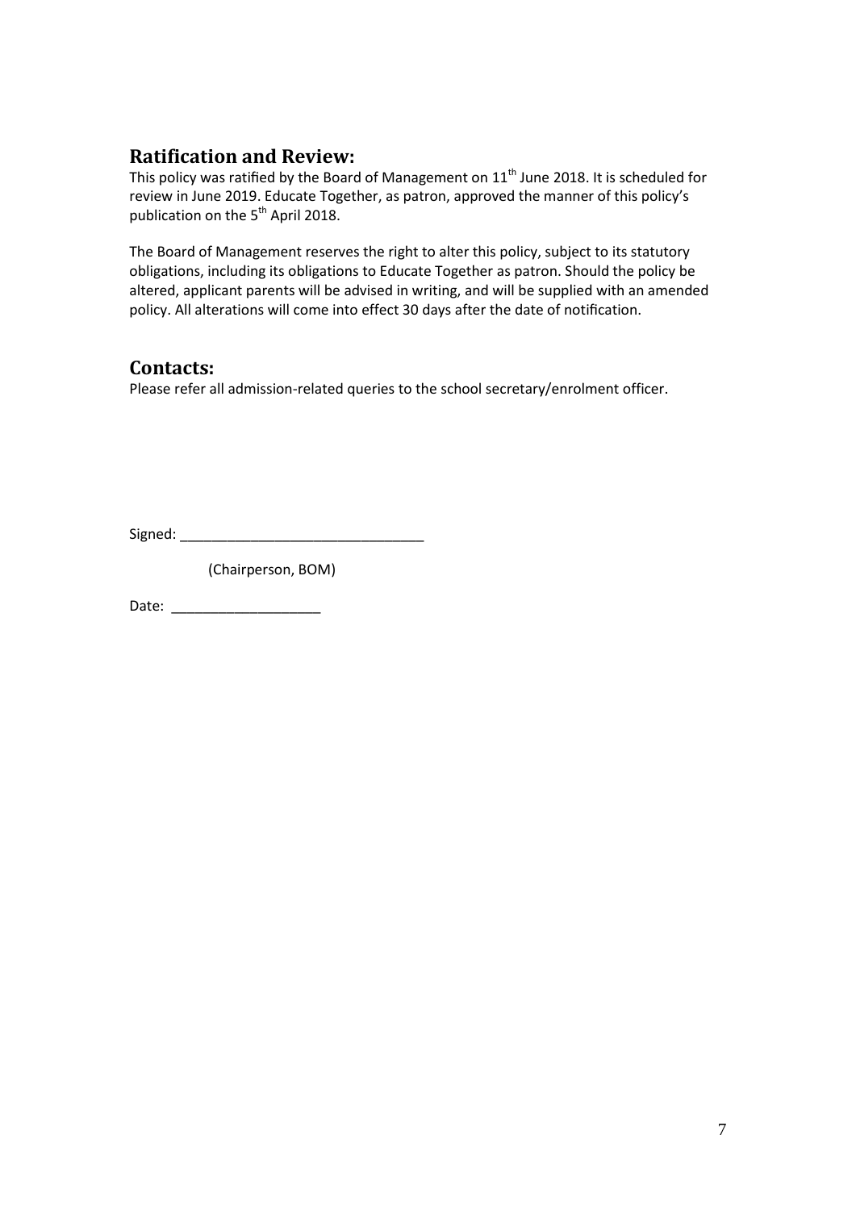## Ratification and Review:

This policy was ratified by the Board of Management on 11th June 2018. It is scheduled for review in June 2019. Educate Together, as patron, approved the manner of this policy's publication on the 5th April 2018.

The Board of Management reserves the right to alter this policy, subject to its statutory obligations, including its obligations to Educate Together as patron. Should the policy be altered, applicant parents will be advised in writing, and will be supplied with an amended policy. All alterations will come into effect 30 days after the date of notification.

## Contacts:

Please refer all admission-related queries to the school secretary/enrolment officer.

Signed: _______________________________

(Chairperson, BOM)

Date: ___________________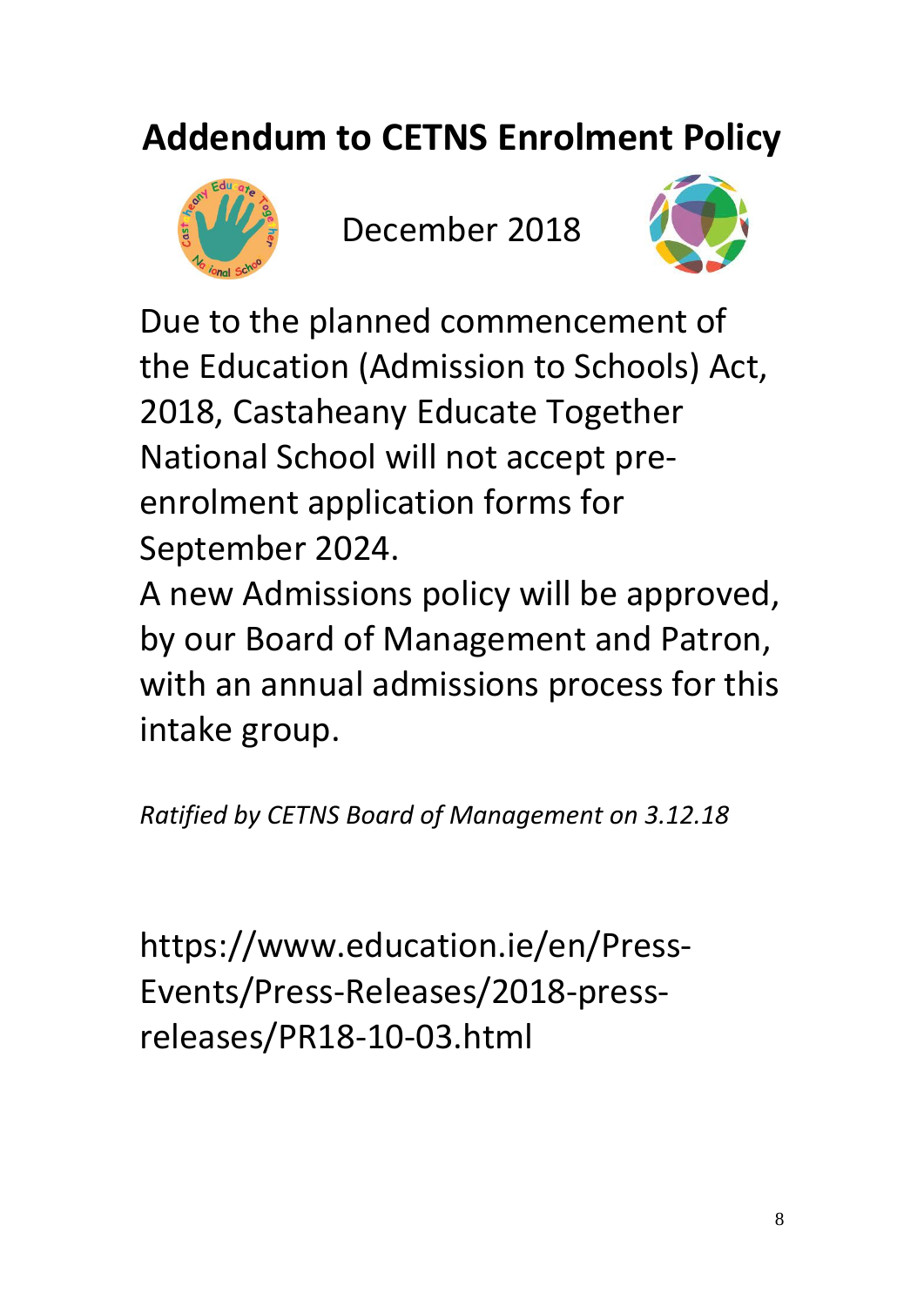# Addendum to CETNS Enrolment Policy

December 2018

Due to the planned commencement of the Education (Admission to Schools) Act, 2018, Castaheany Educate Together National School will not accept pre-enrolment application forms for September 2024.

A new Admissions policy will be approved, by our Board of Management and Patron, with an annual admissions process for this intake group.

*Ratified by CETNS Board of Management on 3.12.18*

https://www.education.ie/en/Press-Events/Press-Releases/2018-press-releases/PR18-10-03.html